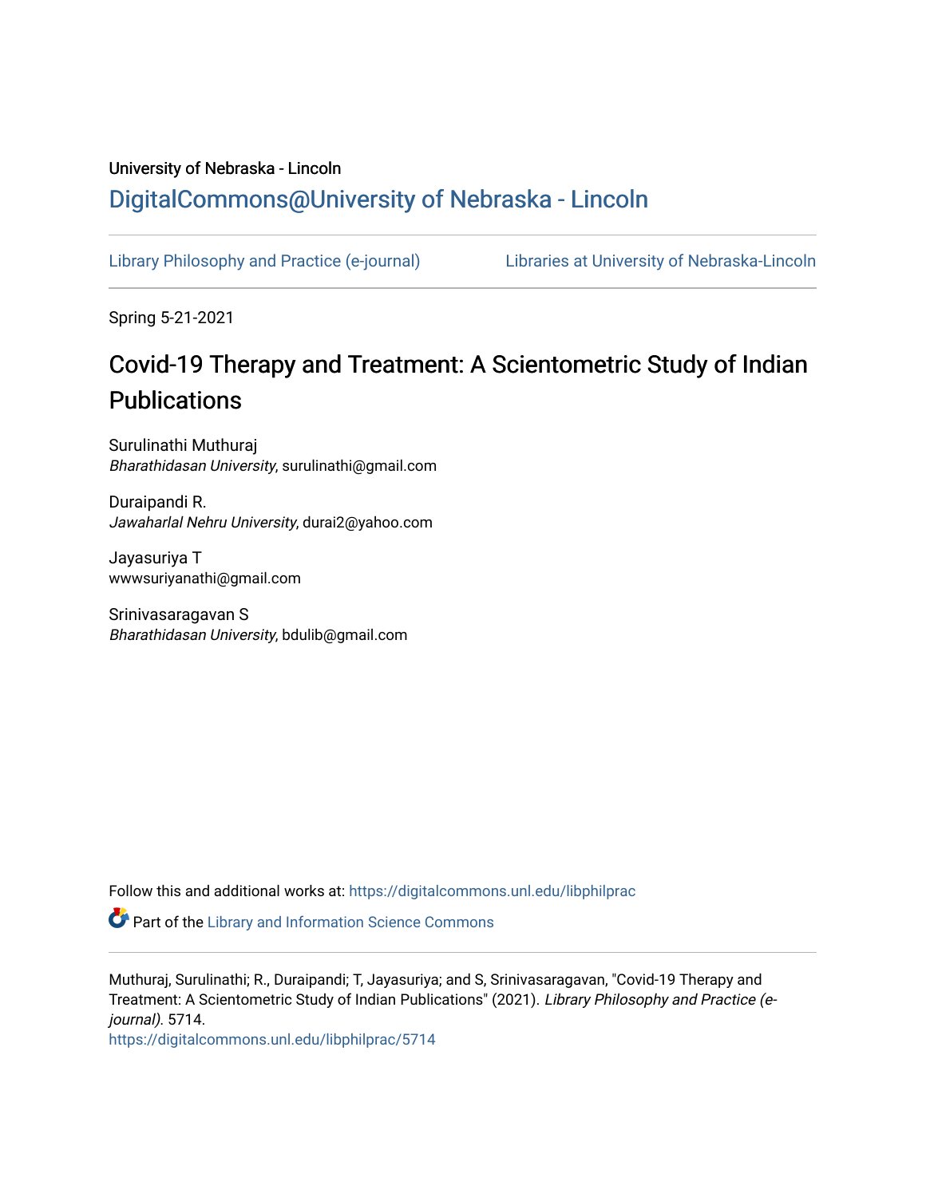University of Nebraska - Lincoln

# DigitalCommons@University of Nebraska - Lincoln

Library Philosophy and Practice (e-journal) | Libraries at University of Nebraska-Lincoln

Spring 5-21-2021

## Covid-19 Therapy and Treatment: A Scientometric Study of Indian Publications

Surulinathi Muthuraj
*Bharathidasan University*, surulinathi@gmail.com

Duraipandi R.
*Jawaharlal Nehru University*, durai2@yahoo.com

Jayasuriya T
wwwsuriyanathi@gmail.com

Srinivasaragavan S
*Bharathidasan University*, bdulib@gmail.com

Follow this and additional works at: https://digitalcommons.unl.edu/libphilprac

Part of the Library and Information Science Commons

Muthuraj, Surulinathi; R., Duraipandi; T, Jayasuriya; and S, Srinivasaragavan, "Covid-19 Therapy and Treatment: A Scientometric Study of Indian Publications" (2021). *Library Philosophy and Practice (e-journal)*. 5714.
https://digitalcommons.unl.edu/libphilprac/5714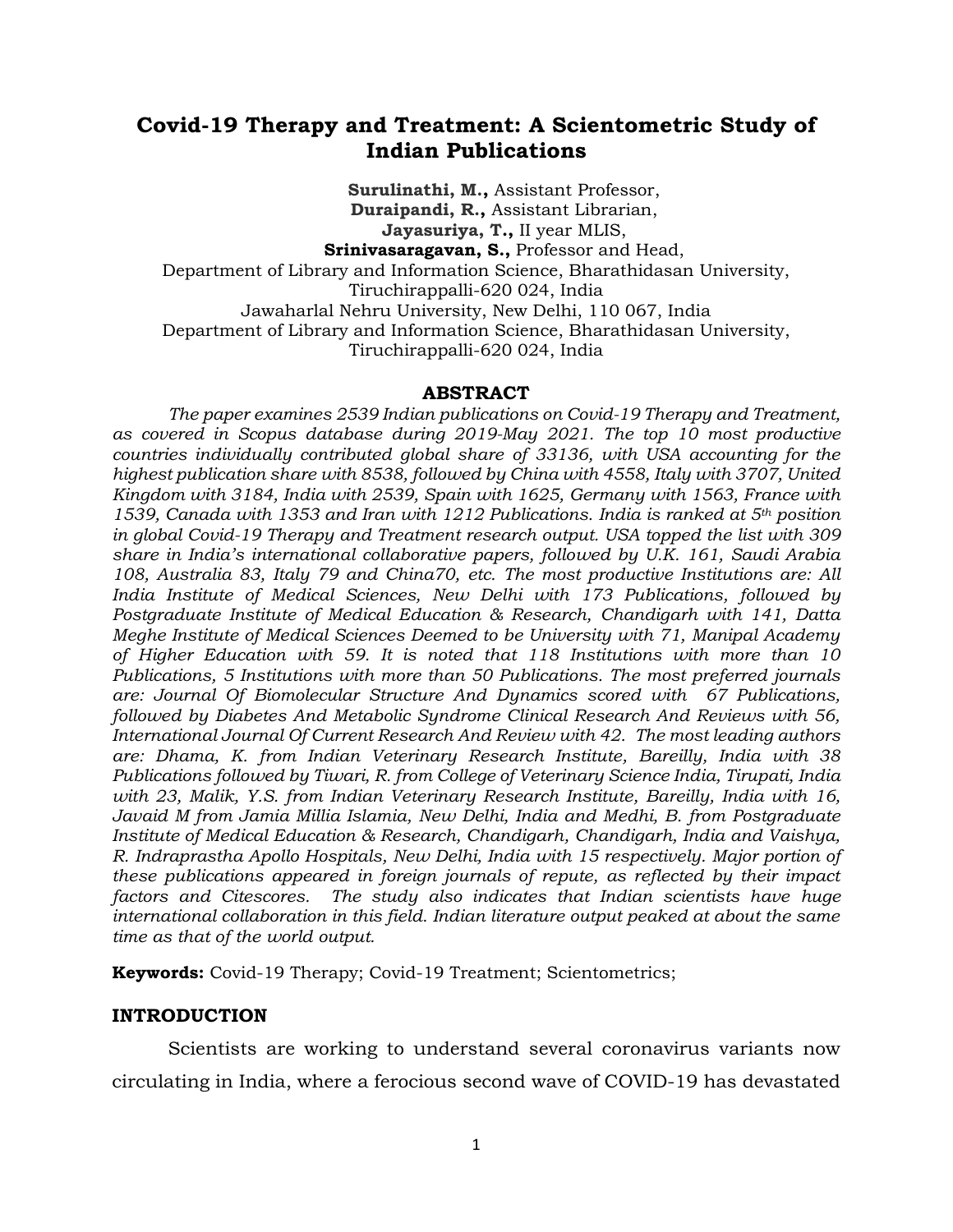# Covid-19 Therapy and Treatment: A Scientometric Study of Indian Publications

**Surulinathi, M.,** Assistant Professor,
**Duraipandi, R.,** Assistant Librarian,
**Jayasuriya, T.,** II year MLIS,
**Srinivasaragavan, S.,** Professor and Head,

Department of Library and Information Science, Bharathidasan University, Tiruchirappalli-620 024, India
Jawaharlal Nehru University, New Delhi, 110 067, India
Department of Library and Information Science, Bharathidasan University, Tiruchirappalli-620 024, India

## ABSTRACT

*The paper examines 2539 Indian publications on Covid-19 Therapy and Treatment, as covered in Scopus database during 2019-May 2021. The top 10 most productive countries individually contributed global share of 33136, with USA accounting for the highest publication share with 8538, followed by China with 4558, Italy with 3707, United Kingdom with 3184, India with 2539, Spain with 1625, Germany with 1563, France with 1539, Canada with 1353 and Iran with 1212 Publications. India is ranked at 5th position in global Covid-19 Therapy and Treatment research output. USA topped the list with 309 share in India's international collaborative papers, followed by U.K. 161, Saudi Arabia 108, Australia 83, Italy 79 and China70, etc. The most productive Institutions are: All India Institute of Medical Sciences, New Delhi with 173 Publications, followed by Postgraduate Institute of Medical Education & Research, Chandigarh with 141, Datta Meghe Institute of Medical Sciences Deemed to be University with 71, Manipal Academy of Higher Education with 59. It is noted that 118 Institutions with more than 10 Publications, 5 Institutions with more than 50 Publications. The most preferred journals are: Journal Of Biomolecular Structure And Dynamics scored with 67 Publications, followed by Diabetes And Metabolic Syndrome Clinical Research And Reviews with 56, International Journal Of Current Research And Review with 42. The most leading authors are: Dhama, K. from Indian Veterinary Research Institute, Bareilly, India with 38 Publications followed by Tiwari, R. from College of Veterinary Science India, Tirupati, India with 23, Malik, Y.S. from Indian Veterinary Research Institute, Bareilly, India with 16, Javaid M from Jamia Millia Islamia, New Delhi, India and Medhi, B. from Postgraduate Institute of Medical Education & Research, Chandigarh, Chandigarh, India and Vaishya, R. Indraprastha Apollo Hospitals, New Delhi, India with 15 respectively. Major portion of these publications appeared in foreign journals of repute, as reflected by their impact factors and Citescores. The study also indicates that Indian scientists have huge international collaboration in this field. Indian literature output peaked at about the same time as that of the world output.*

**Keywords:** Covid-19 Therapy; Covid-19 Treatment; Scientometrics;

## INTRODUCTION

Scientists are working to understand several coronavirus variants now circulating in India, where a ferocious second wave of COVID-19 has devastated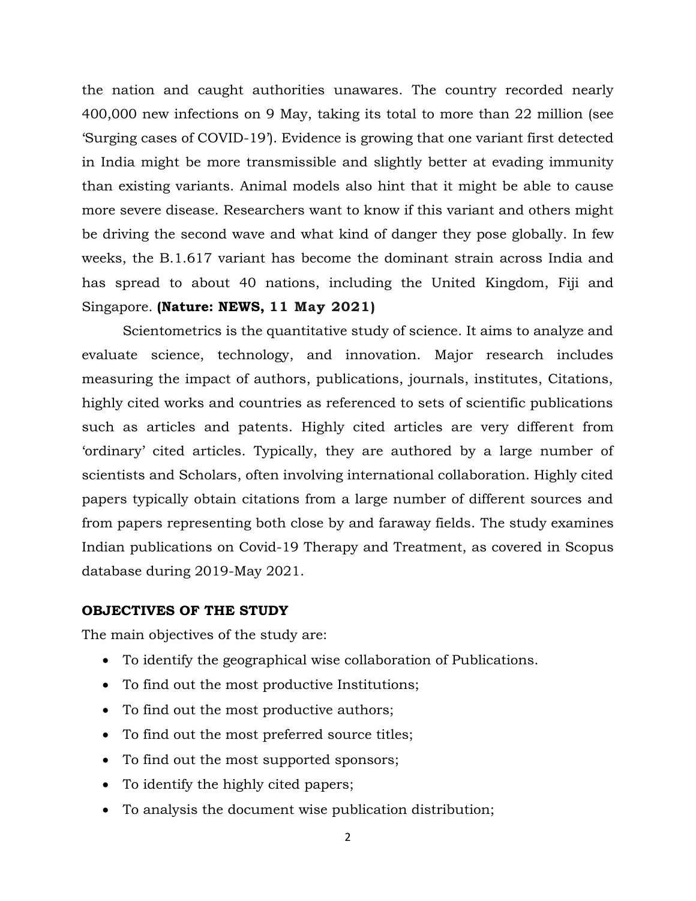the nation and caught authorities unawares. The country recorded nearly 400,000 new infections on 9 May, taking its total to more than 22 million (see 'Surging cases of COVID-19'). Evidence is growing that one variant first detected in India might be more transmissible and slightly better at evading immunity than existing variants. Animal models also hint that it might be able to cause more severe disease. Researchers want to know if this variant and others might be driving the second wave and what kind of danger they pose globally. In few weeks, the B.1.617 variant has become the dominant strain across India and has spread to about 40 nations, including the United Kingdom, Fiji and Singapore. **(Nature: NEWS, 11 May 2021)**

Scientometrics is the quantitative study of science. It aims to analyze and evaluate science, technology, and innovation. Major research includes measuring the impact of authors, publications, journals, institutes, Citations, highly cited works and countries as referenced to sets of scientific publications such as articles and patents. Highly cited articles are very different from 'ordinary' cited articles. Typically, they are authored by a large number of scientists and Scholars, often involving international collaboration. Highly cited papers typically obtain citations from a large number of different sources and from papers representing both close by and faraway fields. The study examines Indian publications on Covid-19 Therapy and Treatment, as covered in Scopus database during 2019-May 2021.

## OBJECTIVES OF THE STUDY

The main objectives of the study are:

- To identify the geographical wise collaboration of Publications.
- To find out the most productive Institutions;
- To find out the most productive authors;
- To find out the most preferred source titles;
- To find out the most supported sponsors;
- To identify the highly cited papers;
- To analysis the document wise publication distribution;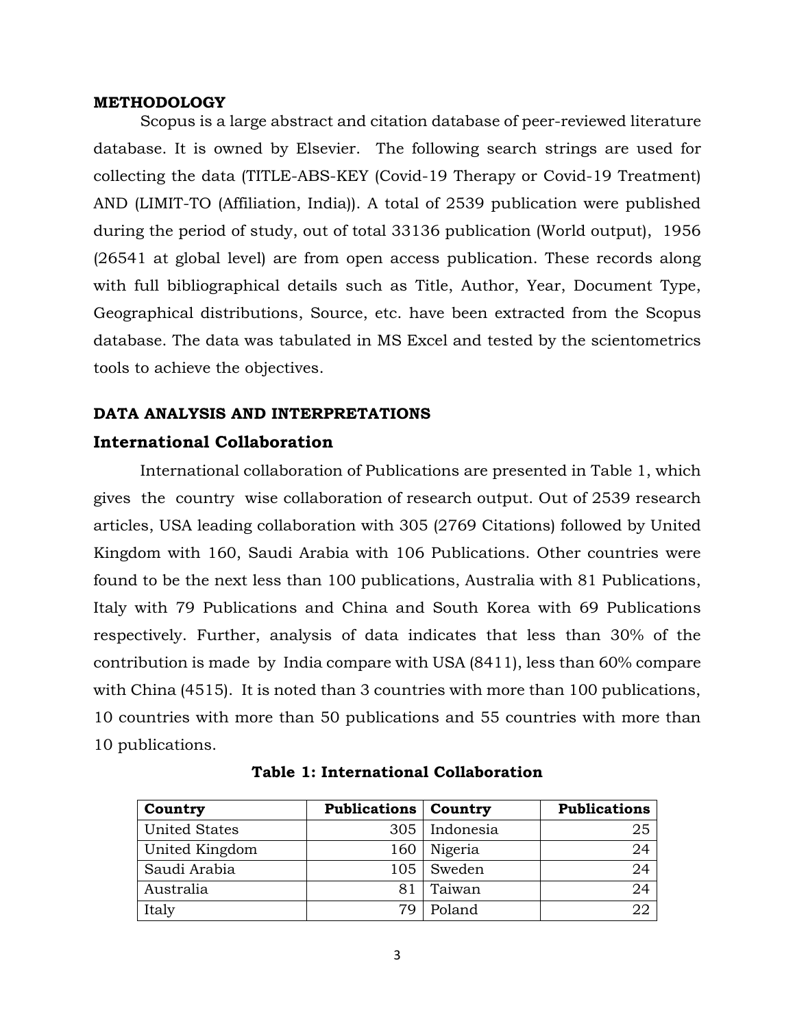## METHODOLOGY

Scopus is a large abstract and citation database of peer-reviewed literature database. It is owned by Elsevier. The following search strings are used for collecting the data (TITLE-ABS-KEY (Covid-19 Therapy or Covid-19 Treatment) AND (LIMIT-TO (Affiliation, India)). A total of 2539 publication were published during the period of study, out of total 33136 publication (World output), 1956 (26541 at global level) are from open access publication. These records along with full bibliographical details such as Title, Author, Year, Document Type, Geographical distributions, Source, etc. have been extracted from the Scopus database. The data was tabulated in MS Excel and tested by the scientometrics tools to achieve the objectives.

## DATA ANALYSIS AND INTERPRETATIONS

### International Collaboration

International collaboration of Publications are presented in Table 1, which gives the country wise collaboration of research output. Out of 2539 research articles, USA leading collaboration with 305 (2769 Citations) followed by United Kingdom with 160, Saudi Arabia with 106 Publications. Other countries were found to be the next less than 100 publications, Australia with 81 Publications, Italy with 79 Publications and China and South Korea with 69 Publications respectively. Further, analysis of data indicates that less than 30% of the contribution is made by India compare with USA (8411), less than 60% compare with China (4515). It is noted than 3 countries with more than 100 publications, 10 countries with more than 50 publications and 55 countries with more than 10 publications.

**Table 1: International Collaboration**

| Country | Publications | Country | Publications |
|---|---|---|---|
| United States | 305 | Indonesia | 25 |
| United Kingdom | 160 | Nigeria | 24 |
| Saudi Arabia | 105 | Sweden | 24 |
| Australia | 81 | Taiwan | 24 |
| Italy | 79 | Poland | 22 |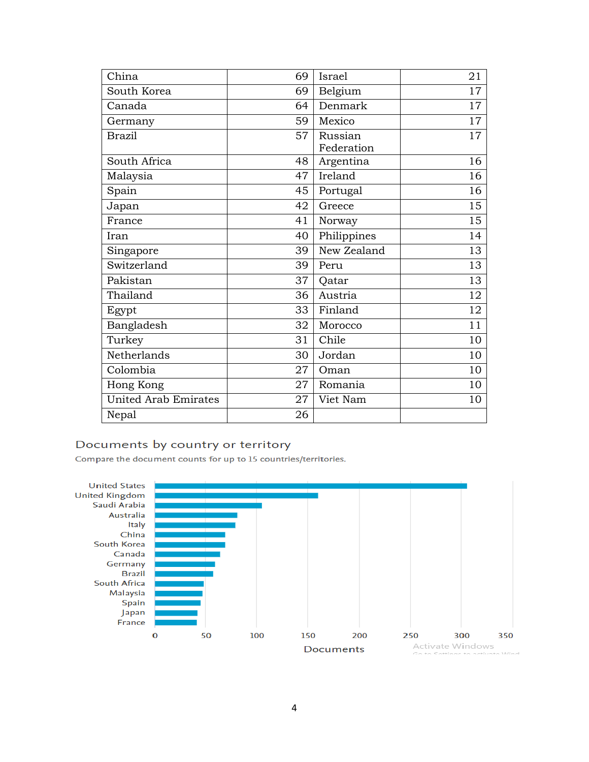| China | 69 | Israel | 21 |
|---|---|---|---|
| South Korea | 69 | Belgium | 17 |
| Canada | 64 | Denmark | 17 |
| Germany | 59 | Mexico | 17 |
| Brazil | 57 | Russian Federation | 17 |
| South Africa | 48 | Argentina | 16 |
| Malaysia | 47 | Ireland | 16 |
| Spain | 45 | Portugal | 16 |
| Japan | 42 | Greece | 15 |
| France | 41 | Norway | 15 |
| Iran | 40 | Philippines | 14 |
| Singapore | 39 | New Zealand | 13 |
| Switzerland | 39 | Peru | 13 |
| Pakistan | 37 | Qatar | 13 |
| Thailand | 36 | Austria | 12 |
| Egypt | 33 | Finland | 12 |
| Bangladesh | 32 | Morocco | 11 |
| Turkey | 31 | Chile | 10 |
| Netherlands | 30 | Jordan | 10 |
| Colombia | 27 | Oman | 10 |
| Hong Kong | 27 | Romania | 10 |
| United Arab Emirates | 27 | Viet Nam | 10 |
| Nepal | 26 | | |

Documents by country or territory

Compare the document counts for up to 15 countries/territories.

United States
United Kingdom
Saudi Arabia
Australia
Italy
China
South Korea
Canada
Germany
Brazil
South Africa
Malaysia
Spain
Japan
France

0 50 100 150 200 250 300 350

Documents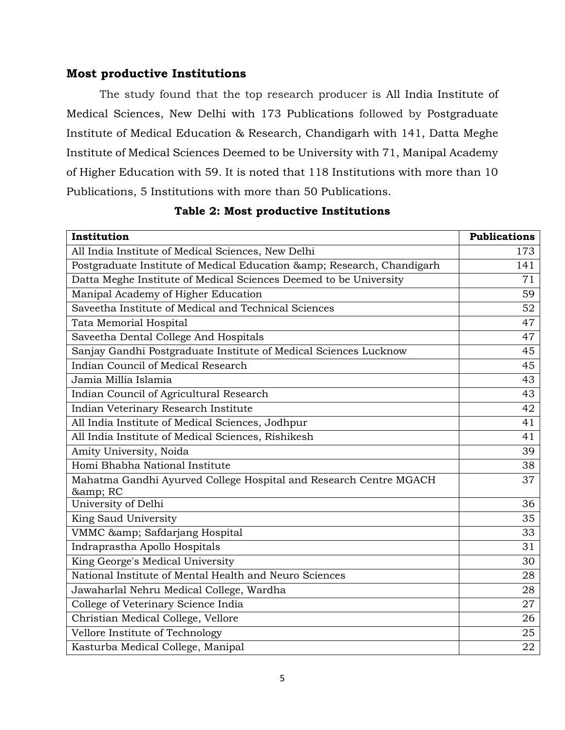## Most productive Institutions

The study found that the top research producer is All India Institute of Medical Sciences, New Delhi with 173 Publications followed by Postgraduate Institute of Medical Education & Research, Chandigarh with 141, Datta Meghe Institute of Medical Sciences Deemed to be University with 71, Manipal Academy of Higher Education with 59. It is noted that 118 Institutions with more than 10 Publications, 5 Institutions with more than 50 Publications.

**Table 2: Most productive Institutions**

| Institution | Publications |
|---|---:|
| All India Institute of Medical Sciences, New Delhi | 173 |
| Postgraduate Institute of Medical Education &amp; Research, Chandigarh | 141 |
| Datta Meghe Institute of Medical Sciences Deemed to be University | 71 |
| Manipal Academy of Higher Education | 59 |
| Saveetha Institute of Medical and Technical Sciences | 52 |
| Tata Memorial Hospital | 47 |
| Saveetha Dental College And Hospitals | 47 |
| Sanjay Gandhi Postgraduate Institute of Medical Sciences Lucknow | 45 |
| Indian Council of Medical Research | 45 |
| Jamia Millia Islamia | 43 |
| Indian Council of Agricultural Research | 43 |
| Indian Veterinary Research Institute | 42 |
| All India Institute of Medical Sciences, Jodhpur | 41 |
| All India Institute of Medical Sciences, Rishikesh | 41 |
| Amity University, Noida | 39 |
| Homi Bhabha National Institute | 38 |
| Mahatma Gandhi Ayurved College Hospital and Research Centre MGACH &amp; RC | 37 |
| University of Delhi | 36 |
| King Saud University | 35 |
| VMMC &amp; Safdarjang Hospital | 33 |
| Indraprastha Apollo Hospitals | 31 |
| King George's Medical University | 30 |
| National Institute of Mental Health and Neuro Sciences | 28 |
| Jawaharlal Nehru Medical College, Wardha | 28 |
| College of Veterinary Science India | 27 |
| Christian Medical College, Vellore | 26 |
| Vellore Institute of Technology | 25 |
| Kasturba Medical College, Manipal | 22 |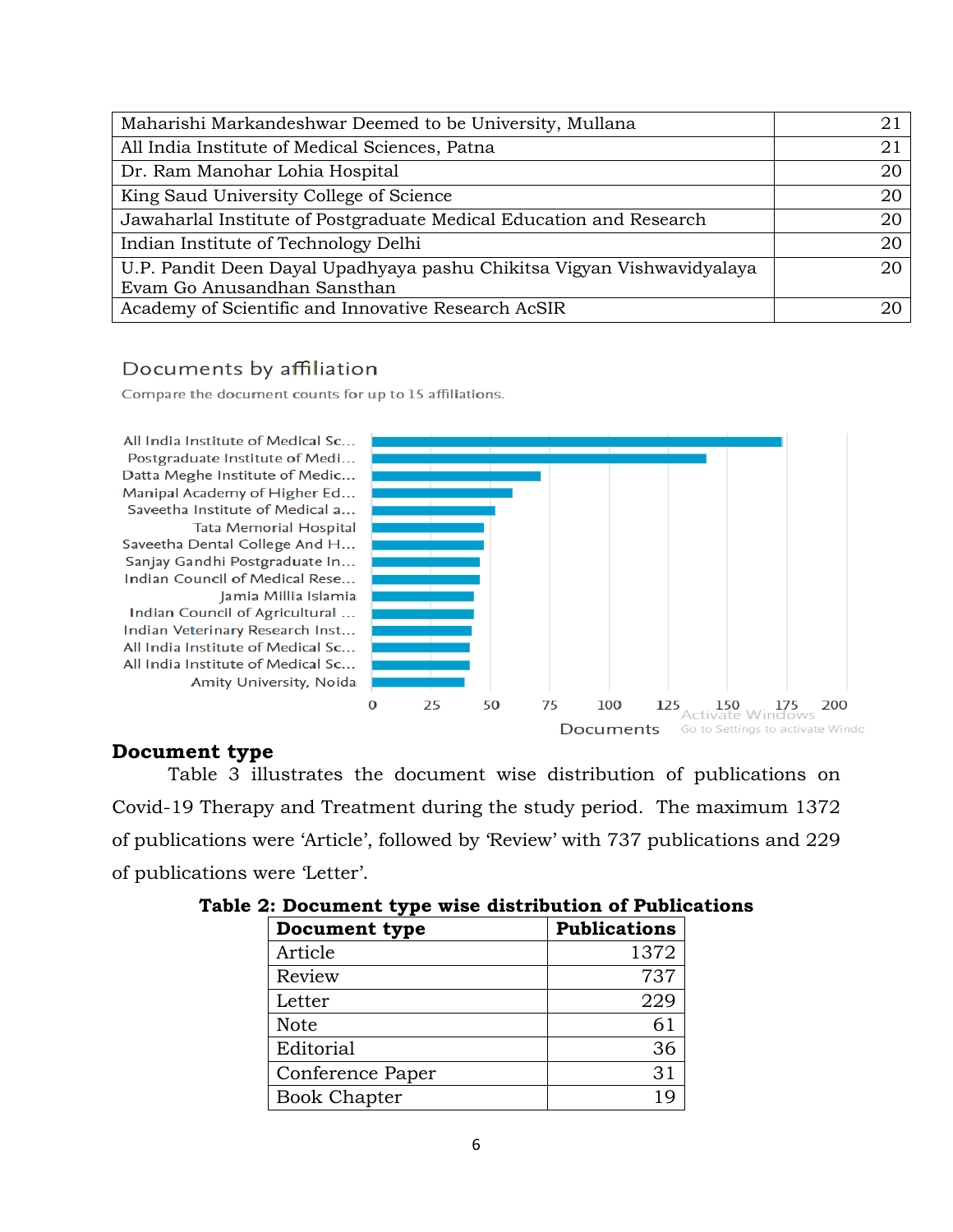| | |
|---|---|
| Maharishi Markandeshwar Deemed to be University, Mullana | 21 |
| All India Institute of Medical Sciences, Patna | 21 |
| Dr. Ram Manohar Lohia Hospital | 20 |
| King Saud University College of Science | 20 |
| Jawaharlal Institute of Postgraduate Medical Education and Research | 20 |
| Indian Institute of Technology Delhi | 20 |
| U.P. Pandit Deen Dayal Upadhyaya pashu Chikitsa Vigyan Vishwavidyalaya Evam Go Anusandhan Sansthan | 20 |
| Academy of Scientific and Innovative Research AcSIR | 20 |

Documents by affiliation

Compare the document counts for up to 15 affiliations.

All India Institute of Medical Sc...
Postgraduate Institute of Medi...
Datta Meghe Institute of Medic...
Manipal Academy of Higher Ed...
Saveetha Institute of Medical a...
Tata Memorial Hospital
Saveetha Dental College And H...
Sanjay Gandhi Postgraduate In...
Indian Council of Medical Rese...
Jamia Millia Islamia
Indian Council of Agricultural ...
Indian Veterinary Research Inst...
All India Institute of Medical Sc...
All India Institute of Medical Sc...
Amity University, Noida

0 25 50 75 100 125 150 175 200

Documents

## Document type

Table 3 illustrates the document wise distribution of publications on Covid-19 Therapy and Treatment during the study period. The maximum 1372 of publications were 'Article', followed by 'Review' with 737 publications and 229 of publications were 'Letter'.

**Table 2: Document type wise distribution of Publications**

| Document type | Publications |
|---|---|
| Article | 1372 |
| Review | 737 |
| Letter | 229 |
| Note | 61 |
| Editorial | 36 |
| Conference Paper | 31 |
| Book Chapter | 19 |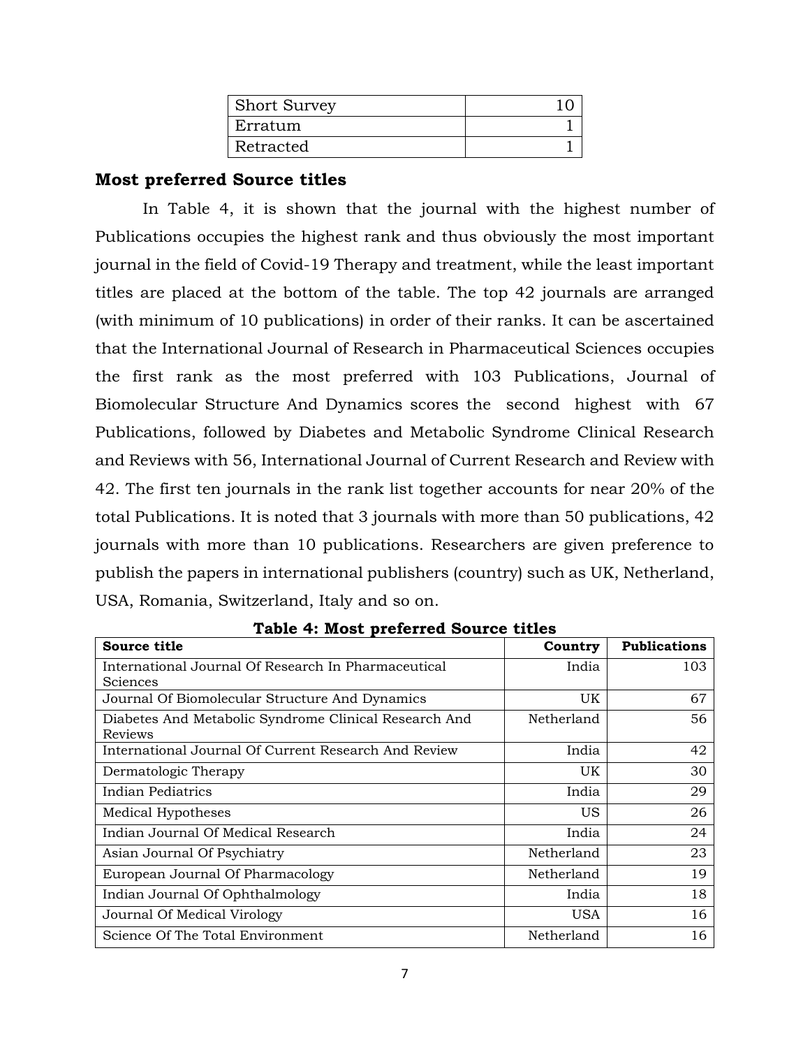| Short Survey | 10 |
|---|---|
| Erratum | 1 |
| Retracted | 1 |

## Most preferred Source titles

In Table 4, it is shown that the journal with the highest number of Publications occupies the highest rank and thus obviously the most important journal in the field of Covid-19 Therapy and treatment, while the least important titles are placed at the bottom of the table. The top 42 journals are arranged (with minimum of 10 publications) in order of their ranks. It can be ascertained that the International Journal of Research in Pharmaceutical Sciences occupies the first rank as the most preferred with 103 Publications, Journal of Biomolecular Structure And Dynamics scores the second highest with 67 Publications, followed by Diabetes and Metabolic Syndrome Clinical Research and Reviews with 56, International Journal of Current Research and Review with 42. The first ten journals in the rank list together accounts for near 20% of the total Publications. It is noted that 3 journals with more than 50 publications, 42 journals with more than 10 publications. Researchers are given preference to publish the papers in international publishers (country) such as UK, Netherland, USA, Romania, Switzerland, Italy and so on.

**Table 4: Most preferred Source titles**

| Source title | Country | Publications |
|---|---|---|
| International Journal Of Research In Pharmaceutical Sciences | India | 103 |
| Journal Of Biomolecular Structure And Dynamics | UK | 67 |
| Diabetes And Metabolic Syndrome Clinical Research And Reviews | Netherland | 56 |
| International Journal Of Current Research And Review | India | 42 |
| Dermatologic Therapy | UK | 30 |
| Indian Pediatrics | India | 29 |
| Medical Hypotheses | US | 26 |
| Indian Journal Of Medical Research | India | 24 |
| Asian Journal Of Psychiatry | Netherland | 23 |
| European Journal Of Pharmacology | Netherland | 19 |
| Indian Journal Of Ophthalmology | India | 18 |
| Journal Of Medical Virology | USA | 16 |
| Science Of The Total Environment | Netherland | 16 |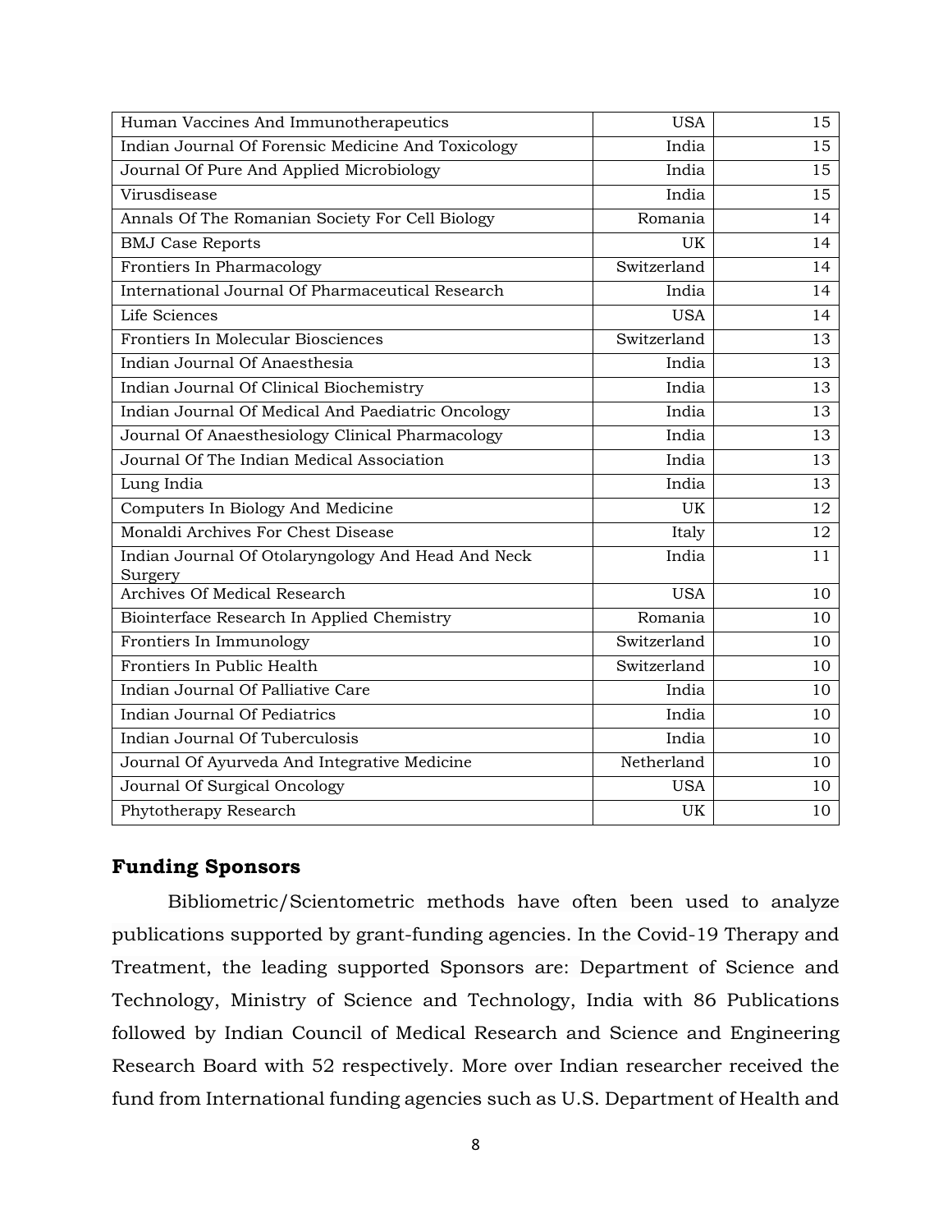| Human Vaccines And Immunotherapeutics | USA | 15 |
|---|---|---|
| Indian Journal Of Forensic Medicine And Toxicology | India | 15 |
| Journal Of Pure And Applied Microbiology | India | 15 |
| Virusdisease | India | 15 |
| Annals Of The Romanian Society For Cell Biology | Romania | 14 |
| BMJ Case Reports | UK | 14 |
| Frontiers In Pharmacology | Switzerland | 14 |
| International Journal Of Pharmaceutical Research | India | 14 |
| Life Sciences | USA | 14 |
| Frontiers In Molecular Biosciences | Switzerland | 13 |
| Indian Journal Of Anaesthesia | India | 13 |
| Indian Journal Of Clinical Biochemistry | India | 13 |
| Indian Journal Of Medical And Paediatric Oncology | India | 13 |
| Journal Of Anaesthesiology Clinical Pharmacology | India | 13 |
| Journal Of The Indian Medical Association | India | 13 |
| Lung India | India | 13 |
| Computers In Biology And Medicine | UK | 12 |
| Monaldi Archives For Chest Disease | Italy | 12 |
| Indian Journal Of Otolaryngology And Head And Neck Surgery | India | 11 |
| Archives Of Medical Research | USA | 10 |
| Biointerface Research In Applied Chemistry | Romania | 10 |
| Frontiers In Immunology | Switzerland | 10 |
| Frontiers In Public Health | Switzerland | 10 |
| Indian Journal Of Palliative Care | India | 10 |
| Indian Journal Of Pediatrics | India | 10 |
| Indian Journal Of Tuberculosis | India | 10 |
| Journal Of Ayurveda And Integrative Medicine | Netherland | 10 |
| Journal Of Surgical Oncology | USA | 10 |
| Phytotherapy Research | UK | 10 |

## Funding Sponsors

Bibliometric/Scientometric methods have often been used to analyze publications supported by grant-funding agencies. In the Covid-19 Therapy and Treatment, the leading supported Sponsors are: Department of Science and Technology, Ministry of Science and Technology, India with 86 Publications followed by Indian Council of Medical Research and Science and Engineering Research Board with 52 respectively. More over Indian researcher received the fund from International funding agencies such as U.S. Department of Health and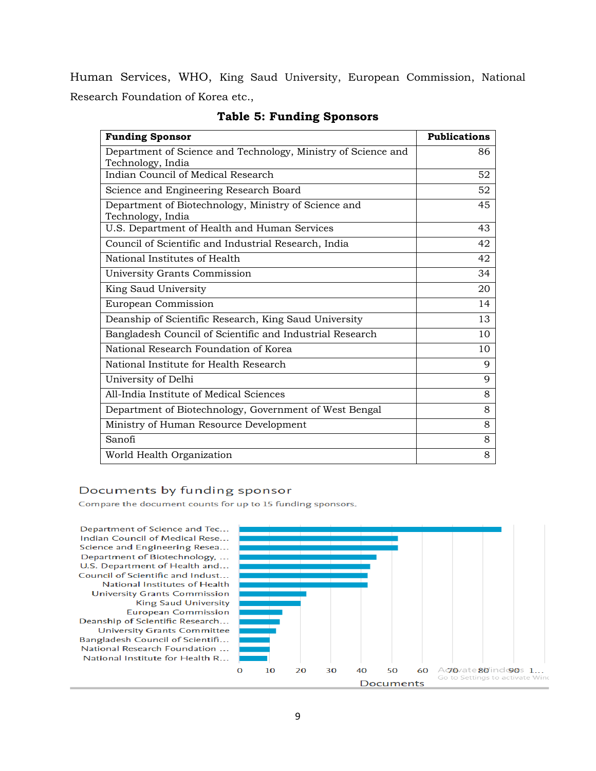Human Services, WHO, King Saud University, European Commission, National Research Foundation of Korea etc.,

**Table 5: Funding Sponsors**

| Funding Sponsor | Publications |
|---|---|
| Department of Science and Technology, Ministry of Science and Technology, India | 86 |
| Indian Council of Medical Research | 52 |
| Science and Engineering Research Board | 52 |
| Department of Biotechnology, Ministry of Science and Technology, India | 45 |
| U.S. Department of Health and Human Services | 43 |
| Council of Scientific and Industrial Research, India | 42 |
| National Institutes of Health | 42 |
| University Grants Commission | 34 |
| King Saud University | 20 |
| European Commission | 14 |
| Deanship of Scientific Research, King Saud University | 13 |
| Bangladesh Council of Scientific and Industrial Research | 10 |
| National Research Foundation of Korea | 10 |
| National Institute for Health Research | 9 |
| University of Delhi | 9 |
| All-India Institute of Medical Sciences | 8 |
| Department of Biotechnology, Government of West Bengal | 8 |
| Ministry of Human Resource Development | 8 |
| Sanofi | 8 |
| World Health Organization | 8 |

Documents by funding sponsor

Compare the document counts for up to 15 funding sponsors.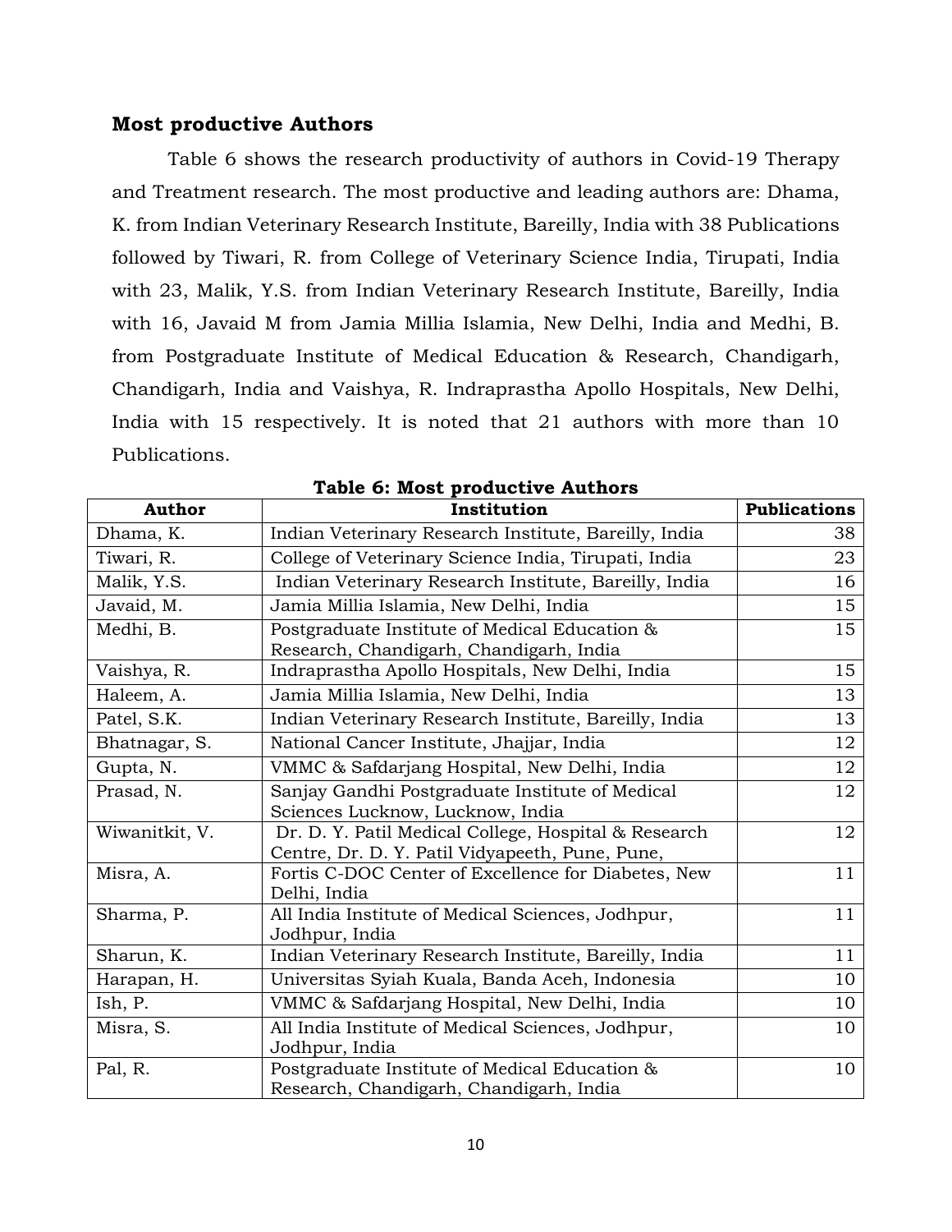## Most productive Authors

Table 6 shows the research productivity of authors in Covid-19 Therapy and Treatment research. The most productive and leading authors are: Dhama, K. from Indian Veterinary Research Institute, Bareilly, India with 38 Publications followed by Tiwari, R. from College of Veterinary Science India, Tirupati, India with 23, Malik, Y.S. from Indian Veterinary Research Institute, Bareilly, India with 16, Javaid M from Jamia Millia Islamia, New Delhi, India and Medhi, B. from Postgraduate Institute of Medical Education & Research, Chandigarh, Chandigarh, India and Vaishya, R. Indraprastha Apollo Hospitals, New Delhi, India with 15 respectively. It is noted that 21 authors with more than 10 Publications.

**Table 6: Most productive Authors**

| Author | Institution | Publications |
|---|---|---|
| Dhama, K. | Indian Veterinary Research Institute, Bareilly, India | 38 |
| Tiwari, R. | College of Veterinary Science India, Tirupati, India | 23 |
| Malik, Y.S. | Indian Veterinary Research Institute, Bareilly, India | 16 |
| Javaid, M. | Jamia Millia Islamia, New Delhi, India | 15 |
| Medhi, B. | Postgraduate Institute of Medical Education & Research, Chandigarh, Chandigarh, India | 15 |
| Vaishya, R. | Indraprastha Apollo Hospitals, New Delhi, India | 15 |
| Haleem, A. | Jamia Millia Islamia, New Delhi, India | 13 |
| Patel, S.K. | Indian Veterinary Research Institute, Bareilly, India | 13 |
| Bhatnagar, S. | National Cancer Institute, Jhajjar, India | 12 |
| Gupta, N. | VMMC & Safdarjang Hospital, New Delhi, India | 12 |
| Prasad, N. | Sanjay Gandhi Postgraduate Institute of Medical Sciences Lucknow, Lucknow, India | 12 |
| Wiwanitkit, V. | Dr. D. Y. Patil Medical College, Hospital & Research Centre, Dr. D. Y. Patil Vidyapeeth, Pune, Pune, | 12 |
| Misra, A. | Fortis C-DOC Center of Excellence for Diabetes, New Delhi, India | 11 |
| Sharma, P. | All India Institute of Medical Sciences, Jodhpur, Jodhpur, India | 11 |
| Sharun, K. | Indian Veterinary Research Institute, Bareilly, India | 11 |
| Harapan, H. | Universitas Syiah Kuala, Banda Aceh, Indonesia | 10 |
| Ish, P. | VMMC & Safdarjang Hospital, New Delhi, India | 10 |
| Misra, S. | All India Institute of Medical Sciences, Jodhpur, Jodhpur, India | 10 |
| Pal, R. | Postgraduate Institute of Medical Education & Research, Chandigarh, Chandigarh, India | 10 |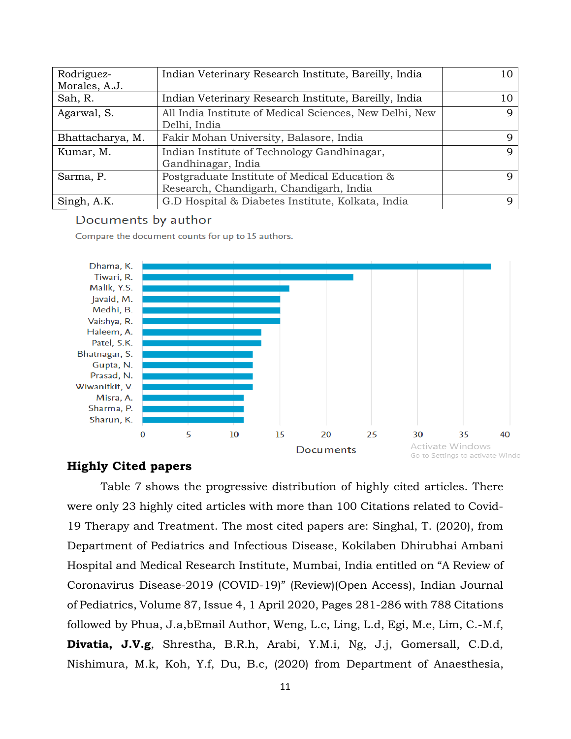| | | |
|---|---|---|
| Rodriguez-Morales, A.J. | Indian Veterinary Research Institute, Bareilly, India | 10 |
| Sah, R. | Indian Veterinary Research Institute, Bareilly, India | 10 |
| Agarwal, S. | All India Institute of Medical Sciences, New Delhi, New Delhi, India | 9 |
| Bhattacharya, M. | Fakir Mohan University, Balasore, India | 9 |
| Kumar, M. | Indian Institute of Technology Gandhinagar, Gandhinagar, India | 9 |
| Sarma, P. | Postgraduate Institute of Medical Education & Research, Chandigarh, Chandigarh, India | 9 |
| Singh, A.K. | G.D Hospital & Diabetes Institute, Kolkata, India | 9 |

Documents by author

Compare the document counts for up to 15 authors.

| Author | Documents |
|---|---|
| Dhama, K. | 38 |
| Tiwari, R. | 23 |
| Malik, Y.S. | 16 |
| Javaid, M. | 15 |
| Medhi, B. | 15 |
| Vaishya, R. | 15 |
| Haleem, A. | 13 |
| Patel, S.K. | 13 |
| Bhatnagar, S. | 12 |
| Gupta, N. | 12 |
| Prasad, N. | 12 |
| Wiwanitkit, V. | 12 |
| Misra, A. | 11 |
| Sharma, P. | 11 |
| Sharun, K. | 11 |

## Highly Cited papers

Table 7 shows the progressive distribution of highly cited articles. There were only 23 highly cited articles with more than 100 Citations related to Covid-19 Therapy and Treatment. The most cited papers are: Singhal, T. (2020), from Department of Pediatrics and Infectious Disease, Kokilaben Dhirubhai Ambani Hospital and Medical Research Institute, Mumbai, India entitled on "A Review of Coronavirus Disease-2019 (COVID-19)" (Review)(Open Access), Indian Journal of Pediatrics, Volume 87, Issue 4, 1 April 2020, Pages 281-286 with 788 Citations followed by Phua, J.a,bEmail Author, Weng, L.c, Ling, L.d, Egi, M.e, Lim, C.-M.f, **Divatia, J.V.g**, Shrestha, B.R.h, Arabi, Y.M.i, Ng, J.j, Gomersall, C.D.d, Nishimura, M.k, Koh, Y.f, Du, B.c, (2020) from Department of Anaesthesia,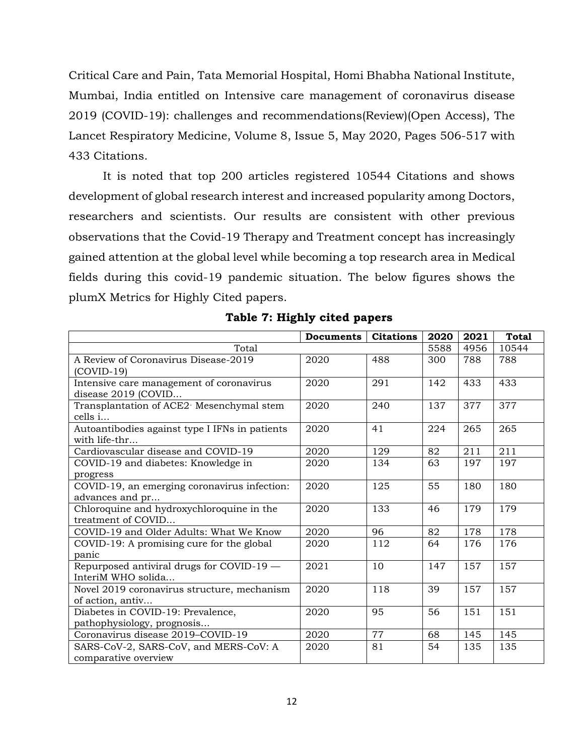Critical Care and Pain, Tata Memorial Hospital, Homi Bhabha National Institute, Mumbai, India entitled on Intensive care management of coronavirus disease 2019 (COVID-19): challenges and recommendations(Review)(Open Access), The Lancet Respiratory Medicine, Volume 8, Issue 5, May 2020, Pages 506-517 with 433 Citations.

It is noted that top 200 articles registered 10544 Citations and shows development of global research interest and increased popularity among Doctors, researchers and scientists. Our results are consistent with other previous observations that the Covid-19 Therapy and Treatment concept has increasingly gained attention at the global level while becoming a top research area in Medical fields during this covid-19 pandemic situation. The below figures shows the plumX Metrics for Highly Cited papers.

**Table 7: Highly cited papers**

| | **Documents** | **Citations** | **2020** | **2021** | **Total** |
|---|---|---|---|---|---|
| Total | | | 5588 | 4956 | 10544 |
| A Review of Coronavirus Disease-2019 (COVID-19) | 2020 | 488 | 300 | 788 | 788 |
| Intensive care management of coronavirus disease 2019 (COVID... | 2020 | 291 | 142 | 433 | 433 |
| Transplantation of ACE2- Mesenchymal stem cells i... | 2020 | 240 | 137 | 377 | 377 |
| Autoantibodies against type I IFNs in patients with life-thr... | 2020 | 41 | 224 | 265 | 265 |
| Cardiovascular disease and COVID-19 | 2020 | 129 | 82 | 211 | 211 |
| COVID-19 and diabetes: Knowledge in progress | 2020 | 134 | 63 | 197 | 197 |
| COVID-19, an emerging coronavirus infection: advances and pr... | 2020 | 125 | 55 | 180 | 180 |
| Chloroquine and hydroxychloroquine in the treatment of COVID... | 2020 | 133 | 46 | 179 | 179 |
| COVID-19 and Older Adults: What We Know | 2020 | 96 | 82 | 178 | 178 |
| COVID-19: A promising cure for the global panic | 2020 | 112 | 64 | 176 | 176 |
| Repurposed antiviral drugs for COVID-19 — InteriM WHO solida... | 2021 | 10 | 147 | 157 | 157 |
| Novel 2019 coronavirus structure, mechanism of action, antiv... | 2020 | 118 | 39 | 157 | 157 |
| Diabetes in COVID-19: Prevalence, pathophysiology, prognosis... | 2020 | 95 | 56 | 151 | 151 |
| Coronavirus disease 2019–COVID-19 | 2020 | 77 | 68 | 145 | 145 |
| SARS-CoV-2, SARS-CoV, and MERS-CoV: A comparative overview | 2020 | 81 | 54 | 135 | 135 |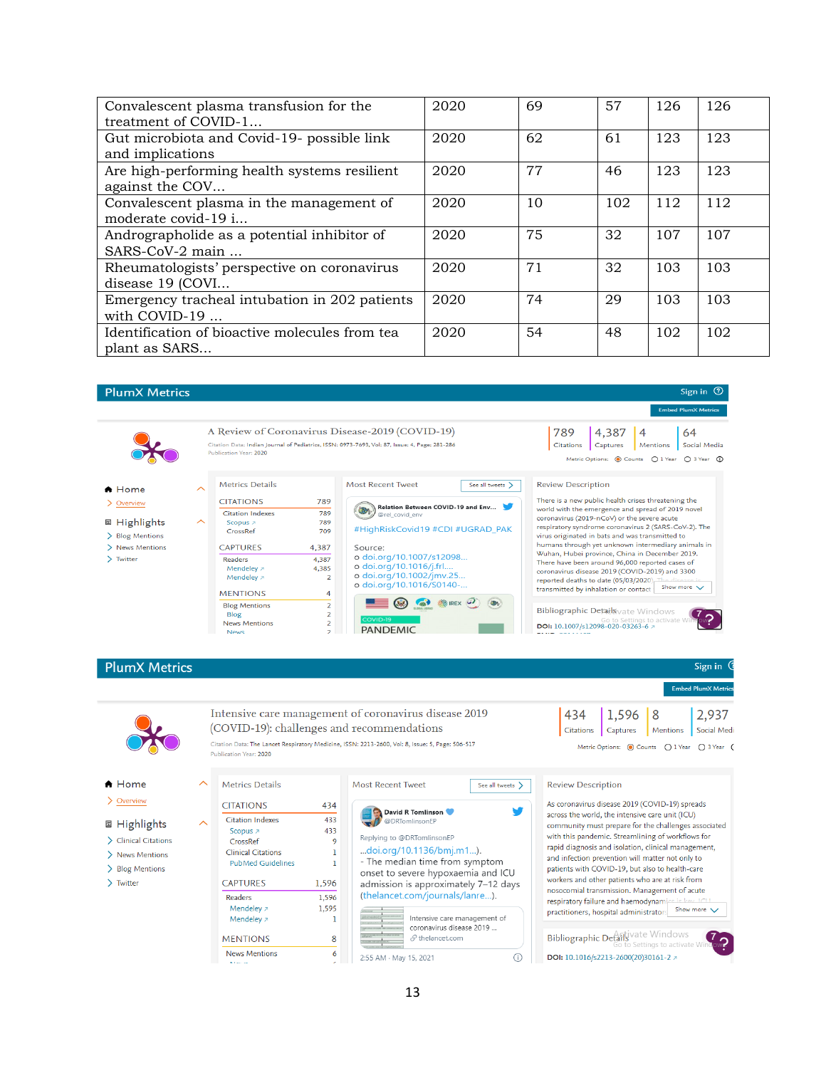| | | | | | |
|---|---|---|---|---|---|
| Convalescent plasma transfusion for the treatment of COVID-1... | 2020 | 69 | 57 | 126 | 126 |
| Gut microbiota and Covid-19- possible link and implications | 2020 | 62 | 61 | 123 | 123 |
| Are high-performing health systems resilient against the COV... | 2020 | 77 | 46 | 123 | 123 |
| Convalescent plasma in the management of moderate covid-19 i... | 2020 | 10 | 102 | 112 | 112 |
| Andrographolide as a potential inhibitor of SARS-CoV-2 main ... | 2020 | 75 | 32 | 107 | 107 |
| Rheumatologists' perspective on coronavirus disease 19 (COVI... | 2020 | 71 | 32 | 103 | 103 |
| Emergency tracheal intubation in 202 patients with COVID-19 ... | 2020 | 74 | 29 | 103 | 103 |
| Identification of bioactive molecules from tea plant as SARS... | 2020 | 54 | 48 | 102 | 102 |

PlumX Metrics

A Review of Coronavirus Disease-2019 (COVID-19)

Citation Data: Indian Journal of Pediatrics, ISSN: 0973-7693, Vol: 87, Issue: 4, Page: 281-286
Publication Year: 2020

789 Citations | 4,387 Captures | 4 Mentions | 64 Social Media

Metrics Details

| | |
|---|---|
| CITATIONS | 789 |
| Citation Indexes | 789 |
| Scopus | 789 |
| CrossRef | 709 |
| CAPTURES | 4,387 |
| Readers | 4,387 |
| Mendeley | 4,385 |
| Mendeley | 2 |
| MENTIONS | 4 |
| Blog Mentions | 2 |
| Blog | 2 |
| News Mentions | 2 |

Review Description

There is a new public health crises threatening the world with the emergence and spread of 2019 novel coronavirus (2019-nCoV) or the severe acute respiratory syndrome coronavirus 2 (SARS-CoV-2). The virus originated in bats and was transmitted to humans through yet unknown intermediary animals in Wuhan, Hubei province, China in December 2019. There have been around 96,000 reported cases of coronavirus disease 2019 (COVID-2019) and 3300 reported deaths to date (05/03/2020). The disease is transmitted by inhalation or contact...

DOI: 10.1007/s12098-020-03263-6

PlumX Metrics

Intensive care management of coronavirus disease 2019 (COVID-19): challenges and recommendations

Citation Data: The Lancet Respiratory Medicine, ISSN: 2213-2600, Vol: 8, Issue: 5, Page: 506-517
Publication Year: 2020

434 Citations | 1,596 Captures | 8 Mentions | 2,937 Social Media

Metrics Details

| | |
|---|---|
| CITATIONS | 434 |
| Citation Indexes | 433 |
| Scopus | 433 |
| CrossRef | 9 |
| Clinical Citations | 1 |
| PubMed Guidelines | 1 |
| CAPTURES | 1,596 |
| Readers | 1,596 |
| Mendeley | 1,595 |
| Mendeley | 1 |
| MENTIONS | 8 |
| News Mentions | 6 |

Review Description

As coronavirus disease 2019 (COVID-19) spreads across the world, the intensive care unit (ICU) community must prepare for the challenges associated with this pandemic. Streamlining of workflows for rapid diagnosis and isolation, clinical management, and infection prevention will matter not only to patients with COVID-19, but also to health-care workers and other patients who are at risk from nosocomial transmission. Management of acute respiratory failure and haemodynamic... practitioners, hospital administrators...

DOI: 10.1016/s2213-2600(20)30161-2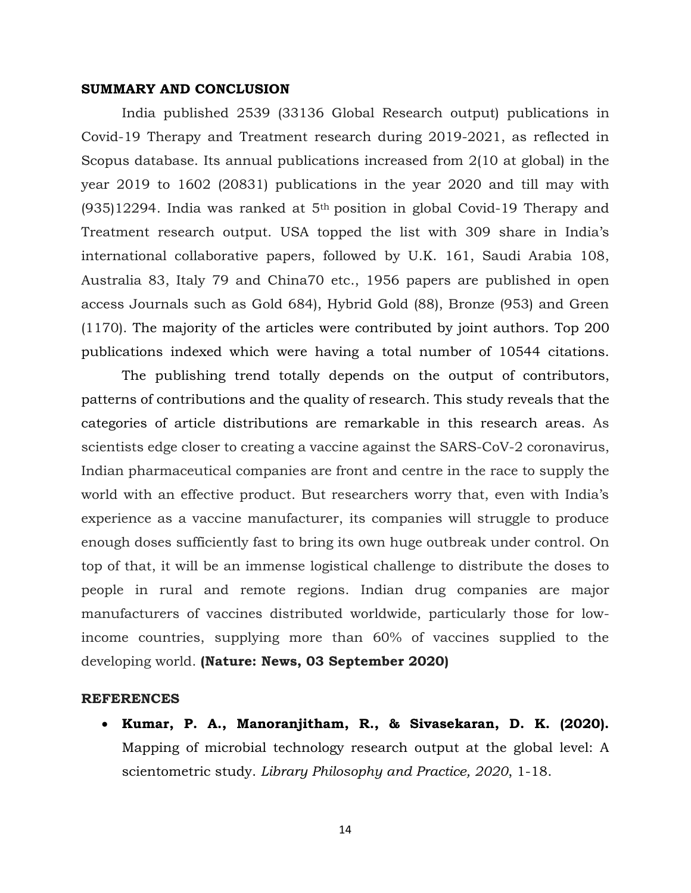## SUMMARY AND CONCLUSION

India published 2539 (33136 Global Research output) publications in Covid-19 Therapy and Treatment research during 2019-2021, as reflected in Scopus database. Its annual publications increased from 2(10 at global) in the year 2019 to 1602 (20831) publications in the year 2020 and till may with (935)12294. India was ranked at 5th position in global Covid-19 Therapy and Treatment research output. USA topped the list with 309 share in India's international collaborative papers, followed by U.K. 161, Saudi Arabia 108, Australia 83, Italy 79 and China70 etc., 1956 papers are published in open access Journals such as Gold 684), Hybrid Gold (88), Bronze (953) and Green (1170). The majority of the articles were contributed by joint authors. Top 200 publications indexed which were having a total number of 10544 citations.

The publishing trend totally depends on the output of contributors, patterns of contributions and the quality of research. This study reveals that the categories of article distributions are remarkable in this research areas. As scientists edge closer to creating a vaccine against the SARS-CoV-2 coronavirus, Indian pharmaceutical companies are front and centre in the race to supply the world with an effective product. But researchers worry that, even with India's experience as a vaccine manufacturer, its companies will struggle to produce enough doses sufficiently fast to bring its own huge outbreak under control. On top of that, it will be an immense logistical challenge to distribute the doses to people in rural and remote regions. Indian drug companies are major manufacturers of vaccines distributed worldwide, particularly those for low-income countries, supplying more than 60% of vaccines supplied to the developing world. **(Nature: News, 03 September 2020)**

## REFERENCES

- **Kumar, P. A., Manoranjitham, R., & Sivasekaran, D. K. (2020).** Mapping of microbial technology research output at the global level: A scientometric study. *Library Philosophy and Practice, 2020*, 1-18.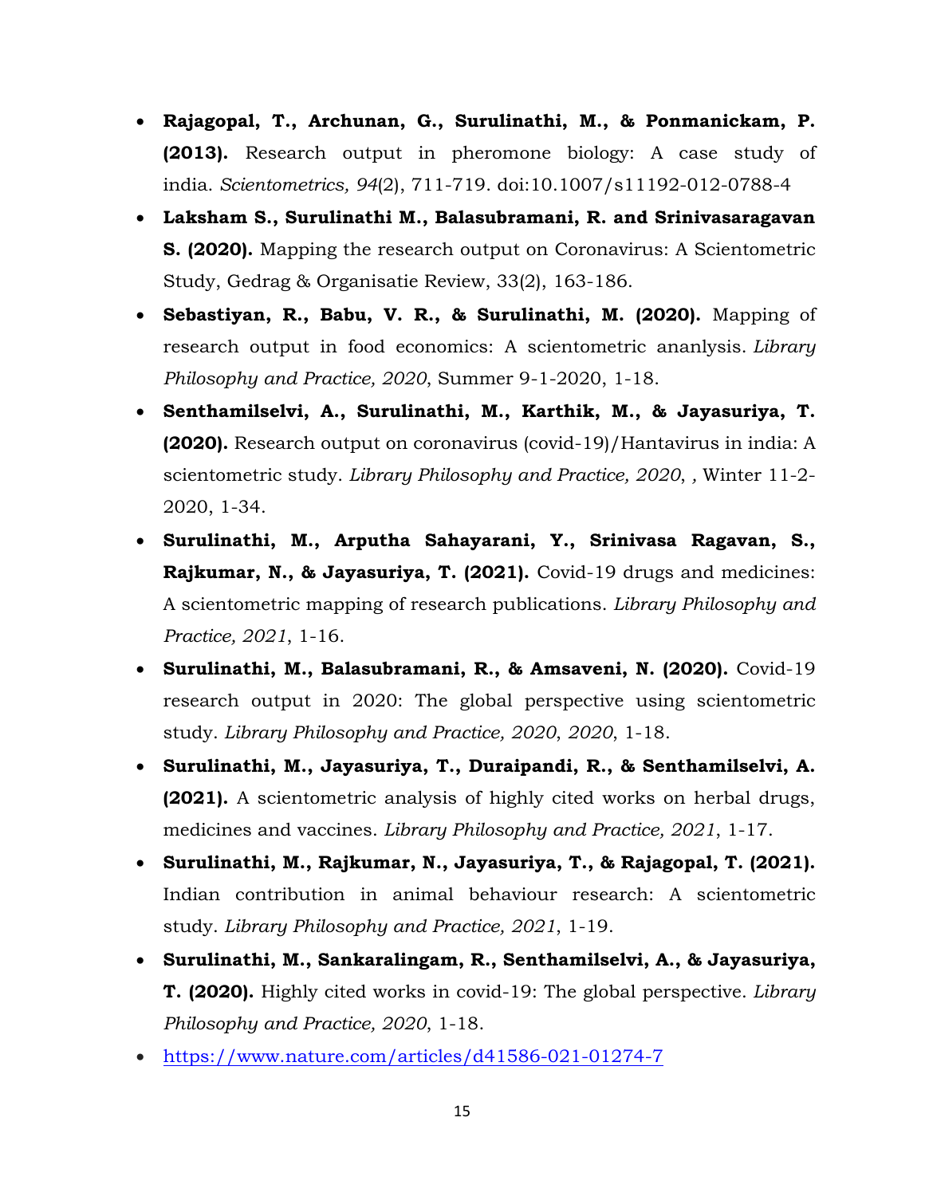- **Rajagopal, T., Archunan, G., Surulinathi, M., & Ponmanickam, P. (2013).** Research output in pheromone biology: A case study of india. *Scientometrics, 94*(2), 711-719. doi:10.1007/s11192-012-0788-4
- **Laksham S., Surulinathi M., Balasubramani, R. and Srinivasaragavan S. (2020).** Mapping the research output on Coronavirus: A Scientometric Study, Gedrag & Organisatie Review, 33(2), 163-186.
- **Sebastiyan, R., Babu, V. R., & Surulinathi, M. (2020).** Mapping of research output in food economics: A scientometric ananlysis. *Library Philosophy and Practice, 2020*, Summer 9-1-2020, 1-18.
- **Senthamilselvi, A., Surulinathi, M., Karthik, M., & Jayasuriya, T. (2020).** Research output on coronavirus (covid-19)/Hantavirus in india: A scientometric study. *Library Philosophy and Practice, 2020*, *,* Winter 11-2-2020, 1-34.
- **Surulinathi, M., Arputha Sahayarani, Y., Srinivasa Ragavan, S., Rajkumar, N., & Jayasuriya, T. (2021).** Covid-19 drugs and medicines: A scientometric mapping of research publications. *Library Philosophy and Practice, 2021*, 1-16.
- **Surulinathi, M., Balasubramani, R., & Amsaveni, N. (2020).** Covid-19 research output in 2020: The global perspective using scientometric study. *Library Philosophy and Practice, 2020*, *2020*, 1-18.
- **Surulinathi, M., Jayasuriya, T., Duraipandi, R., & Senthamilselvi, A. (2021).** A scientometric analysis of highly cited works on herbal drugs, medicines and vaccines. *Library Philosophy and Practice, 2021*, 1-17.
- **Surulinathi, M., Rajkumar, N., Jayasuriya, T., & Rajagopal, T. (2021).** Indian contribution in animal behaviour research: A scientometric study. *Library Philosophy and Practice, 2021*, 1-19.
- **Surulinathi, M., Sankaralingam, R., Senthamilselvi, A., & Jayasuriya, T. (2020).** Highly cited works in covid-19: The global perspective. *Library Philosophy and Practice, 2020*, 1-18.
- https://www.nature.com/articles/d41586-021-01274-7